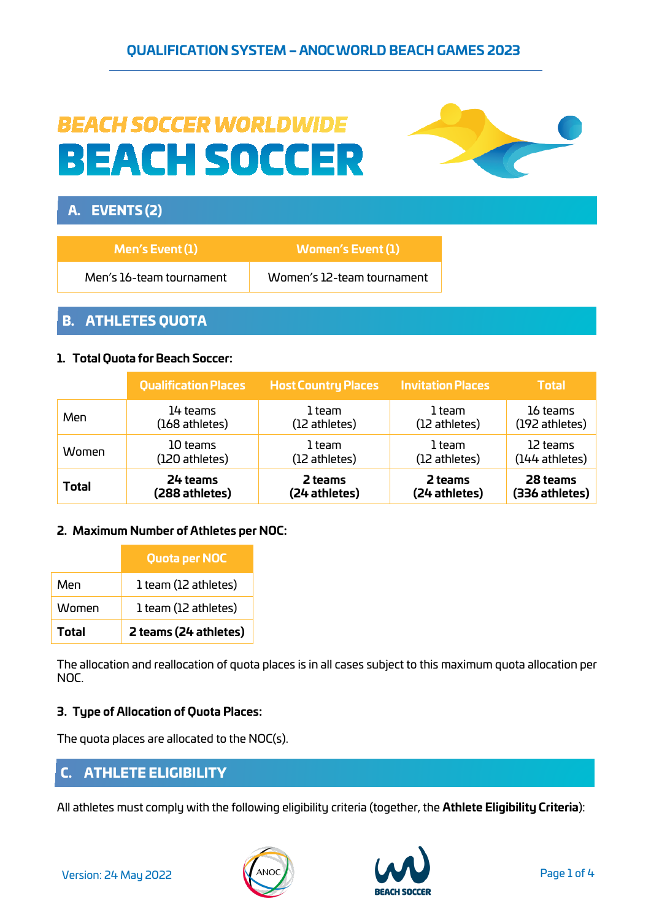# BEACH SOCCER WORLDWIDE
# BEACH SOCCER

## A. EVENTS (2)

| Men's Event (1) | Women's Event (1) |
| --- | --- |
| Men's 16-team tournament | Women's 12-team tournament |

## B. ATHLETES QUOTA

### 1. Total Quota for Beach Soccer:

| | Qualification Places | Host Country Places | Invitation Places | Total |
| --- | --- | --- | --- | --- |
| Men | 14 teams (168 athletes) | 1 team (12 athletes) | 1 team (12 athletes) | 16 teams (192 athletes) |
| Women | 10 teams (120 athletes) | 1 team (12 athletes) | 1 team (12 athletes) | 12 teams (144 athletes) |
| **Total** | **24 teams (288 athletes)** | **2 teams (24 athletes)** | **2 teams (24 athletes)** | **28 teams (336 athletes)** |

### 2. Maximum Number of Athletes per NOC:

| | Quota per NOC |
| --- | --- |
| Men | 1 team (12 athletes) |
| Women | 1 team (12 athletes) |
| **Total** | **2 teams (24 athletes)** |

The allocation and reallocation of quota places is in all cases subject to this maximum quota allocation per NOC.

### 3. Type of Allocation of Quota Places:

The quota places are allocated to the NOC(s).

## C. ATHLETE ELIGIBILITY

All athletes must comply with the following eligibility criteria (together, the **Athlete Eligibility Criteria**):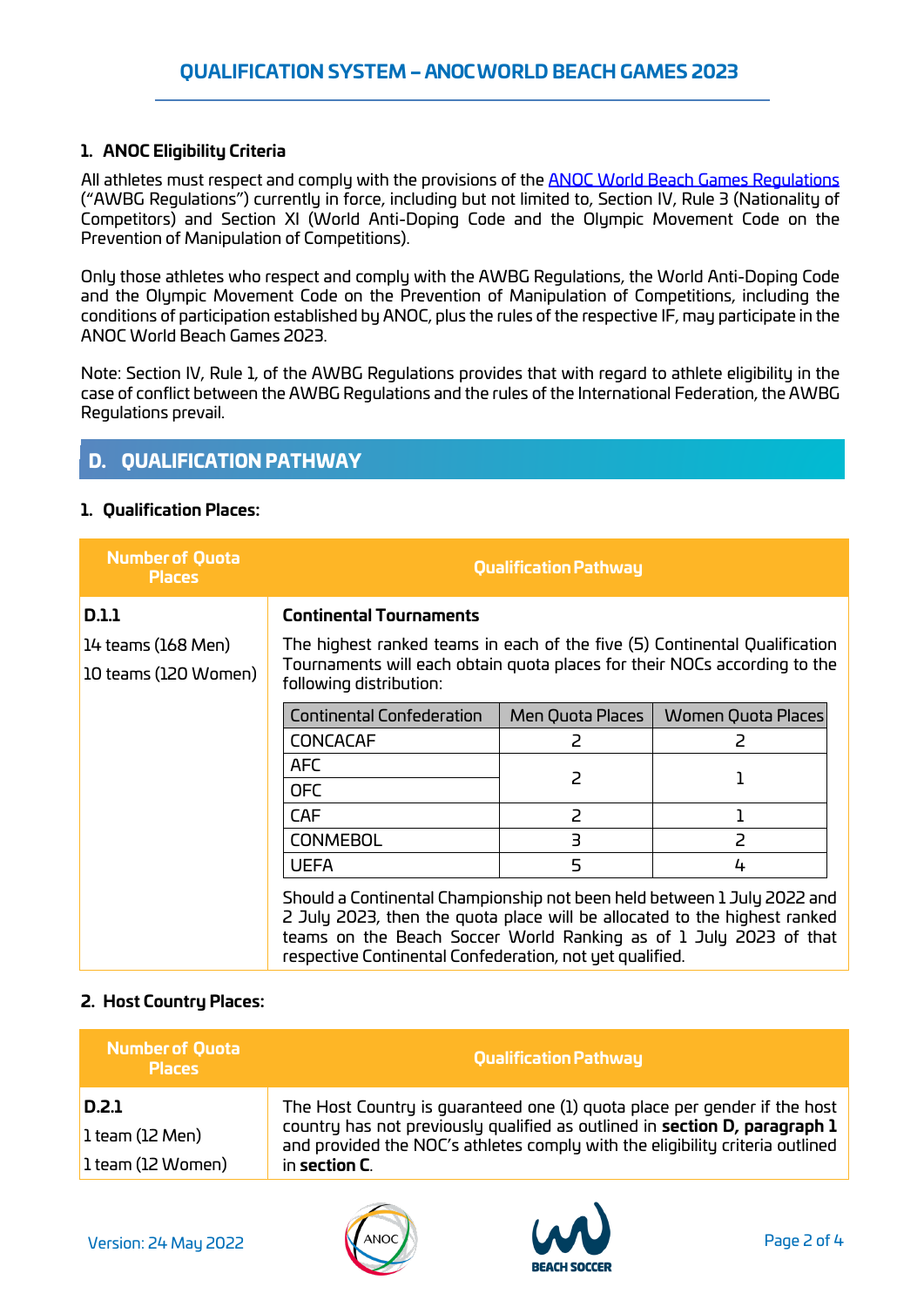### 1. ANOC Eligibility Criteria

All athletes must respect and comply with the provisions of the [ANOC World Beach Games Regulations](ANOC World Beach Games Regulations) ("AWBG Regulations") currently in force, including but not limited to, Section IV, Rule 3 (Nationality of Competitors) and Section XI (World Anti-Doping Code and the Olympic Movement Code on the Prevention of Manipulation of Competitions).

Only those athletes who respect and comply with the AWBG Regulations, the World Anti-Doping Code and the Olympic Movement Code on the Prevention of Manipulation of Competitions, including the conditions of participation established by ANOC, plus the rules of the respective IF, may participate in the ANOC World Beach Games 2023.

Note: Section IV, Rule 1, of the AWBG Regulations provides that with regard to athlete eligibility in the case of conflict between the AWBG Regulations and the rules of the International Federation, the AWBG Regulations prevail.

## D. QUALIFICATION PATHWAY

### 1. Qualification Places:

| Number of Quota Places | Qualification Pathway |
|---|---|
| **D.1.1**<br>14 teams (168 Men)<br>10 teams (120 Women) | **Continental Tournaments**<br>The highest ranked teams in each of the five (5) Continental Qualification Tournaments will each obtain quota places for their NOCs according to the following distribution: |

| Continental Confederation | Men Quota Places | Women Quota Places |
|---|---|---|
| CONCACAF | 2 | 2 |
| AFC | 2 | 1 |
| OFC | | |
| CAF | 2 | 1 |
| CONMEBOL | 3 | 2 |
| UEFA | 5 | 4 |

Should a Continental Championship not been held between 1 July 2022 and 2 July 2023, then the quota place will be allocated to the highest ranked teams on the Beach Soccer World Ranking as of 1 July 2023 of that respective Continental Confederation, not yet qualified.

### 2. Host Country Places:

| Number of Quota Places | Qualification Pathway |
|---|---|
| **D.2.1**<br>1 team (12 Men)<br>1 team (12 Women) | The Host Country is guaranteed one (1) quota place per gender if the host country has not previously qualified as outlined in **section D, paragraph 1** and provided the NOC's athletes comply with the eligibility criteria outlined in **section C**. |

Version: 24 May 2022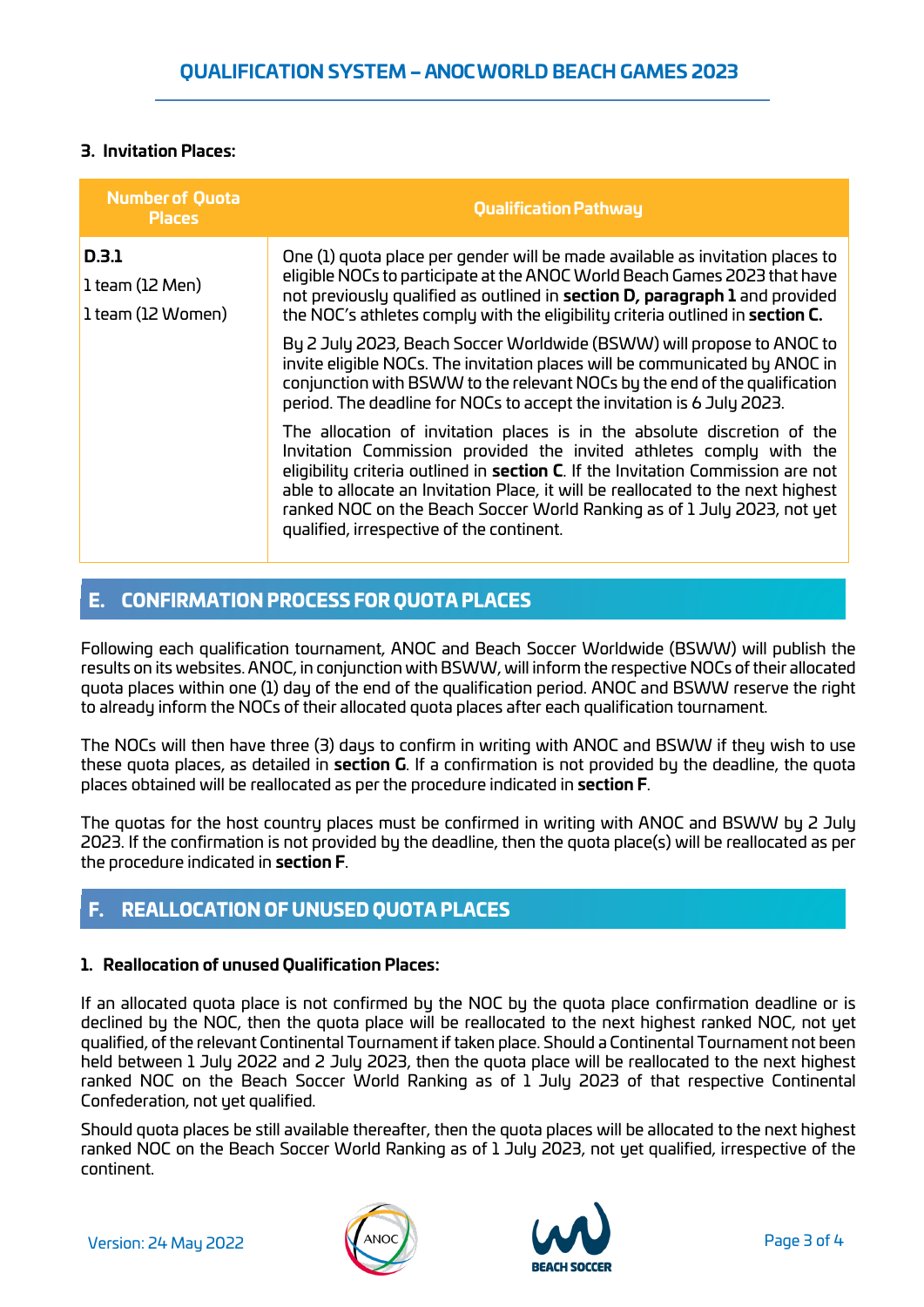### 3. Invitation Places:

| Number of Quota Places | Qualification Pathway |
|---|---|
| **D.3.1**<br>1 team (12 Men)<br>1 team (12 Women) | One (1) quota place per gender will be made available as invitation places to eligible NOCs to participate at the ANOC World Beach Games 2023 that have not previously qualified as outlined in **section D, paragraph 1** and provided the NOC's athletes comply with the eligibility criteria outlined in **section C.**<br><br>By 2 July 2023, Beach Soccer Worldwide (BSWW) will propose to ANOC to invite eligible NOCs. The invitation places will be communicated by ANOC in conjunction with BSWW to the relevant NOCs by the end of the qualification period. The deadline for NOCs to accept the invitation is 6 July 2023.<br><br>The allocation of invitation places is in the absolute discretion of the Invitation Commission provided the invited athletes comply with the eligibility criteria outlined in **section C**. If the Invitation Commission are not able to allocate an Invitation Place, it will be reallocated to the next highest ranked NOC on the Beach Soccer World Ranking as of 1 July 2023, not yet qualified, irrespective of the continent. |

## E. CONFIRMATION PROCESS FOR QUOTA PLACES

Following each qualification tournament, ANOC and Beach Soccer Worldwide (BSWW) will publish the results on its websites. ANOC, in conjunction with BSWW, will inform the respective NOCs of their allocated quota places within one (1) day of the end of the qualification period. ANOC and BSWW reserve the right to already inform the NOCs of their allocated quota places after each qualification tournament.

The NOCs will then have three (3) days to confirm in writing with ANOC and BSWW if they wish to use these quota places, as detailed in **section G**. If a confirmation is not provided by the deadline, the quota places obtained will be reallocated as per the procedure indicated in **section F**.

The quotas for the host country places must be confirmed in writing with ANOC and BSWW by 2 July 2023. If the confirmation is not provided by the deadline, then the quota place(s) will be reallocated as per the procedure indicated in **section F**.

## F. REALLOCATION OF UNUSED QUOTA PLACES

### 1. Reallocation of unused Qualification Places:

If an allocated quota place is not confirmed by the NOC by the quota place confirmation deadline or is declined by the NOC, then the quota place will be reallocated to the next highest ranked NOC, not yet qualified, of the relevant Continental Tournament if taken place. Should a Continental Tournament not been held between 1 July 2022 and 2 July 2023, then the quota place will be reallocated to the next highest ranked NOC on the Beach Soccer World Ranking as of 1 July 2023 of that respective Continental Confederation, not yet qualified.

Should quota places be still available thereafter, then the quota places will be allocated to the next highest ranked NOC on the Beach Soccer World Ranking as of 1 July 2023, not yet qualified, irrespective of the continent.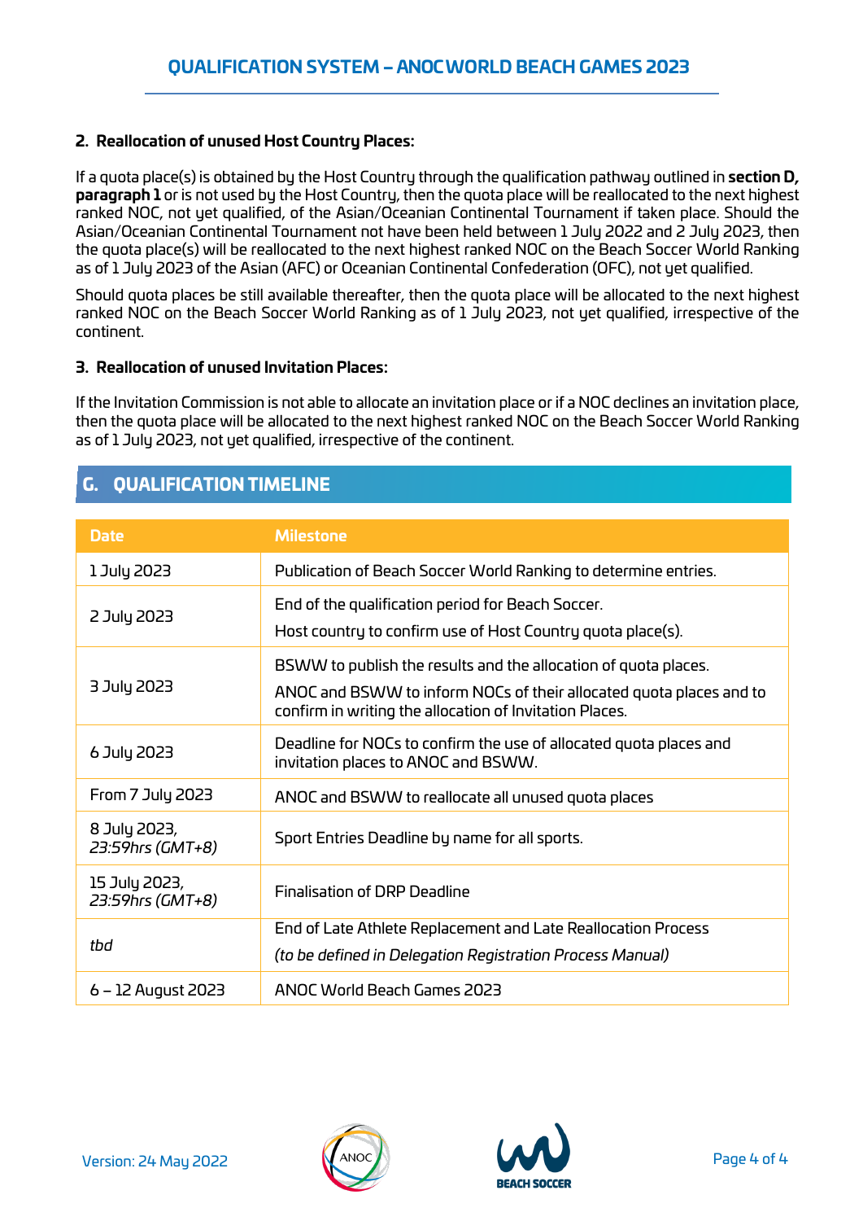### 2. Reallocation of unused Host Country Places:

If a quota place(s) is obtained by the Host Country through the qualification pathway outlined in **section D, paragraph 1** or is not used by the Host Country, then the quota place will be reallocated to the next highest ranked NOC, not yet qualified, of the Asian/Oceanian Continental Tournament if taken place. Should the Asian/Oceanian Continental Tournament not have been held between 1 July 2022 and 2 July 2023, then the quota place(s) will be reallocated to the next highest ranked NOC on the Beach Soccer World Ranking as of 1 July 2023 of the Asian (AFC) or Oceanian Continental Confederation (OFC), not yet qualified.

Should quota places be still available thereafter, then the quota place will be allocated to the next highest ranked NOC on the Beach Soccer World Ranking as of 1 July 2023, not yet qualified, irrespective of the continent.

### 3. Reallocation of unused Invitation Places:

If the Invitation Commission is not able to allocate an invitation place or if a NOC declines an invitation place, then the quota place will be allocated to the next highest ranked NOC on the Beach Soccer World Ranking as of 1 July 2023, not yet qualified, irrespective of the continent.

## G. QUALIFICATION TIMELINE

| Date | Milestone |
|---|---|
| 1 July 2023 | Publication of Beach Soccer World Ranking to determine entries. |
| 2 July 2023 | End of the qualification period for Beach Soccer.<br>Host country to confirm use of Host Country quota place(s). |
| 3 July 2023 | BSWW to publish the results and the allocation of quota places.<br>ANOC and BSWW to inform NOCs of their allocated quota places and to confirm in writing the allocation of Invitation Places. |
| 6 July 2023 | Deadline for NOCs to confirm the use of allocated quota places and invitation places to ANOC and BSWW. |
| From 7 July 2023 | ANOC and BSWW to reallocate all unused quota places |
| 8 July 2023, *23:59hrs (GMT+8)* | Sport Entries Deadline by name for all sports. |
| 15 July 2023, *23:59hrs (GMT+8)* | Finalisation of DRP Deadline |
| *tbd* | End of Late Athlete Replacement and Late Reallocation Process<br>*(to be defined in Delegation Registration Process Manual)* |
| 6 – 12 August 2023 | ANOC World Beach Games 2023 |

Version: 24 May 2022